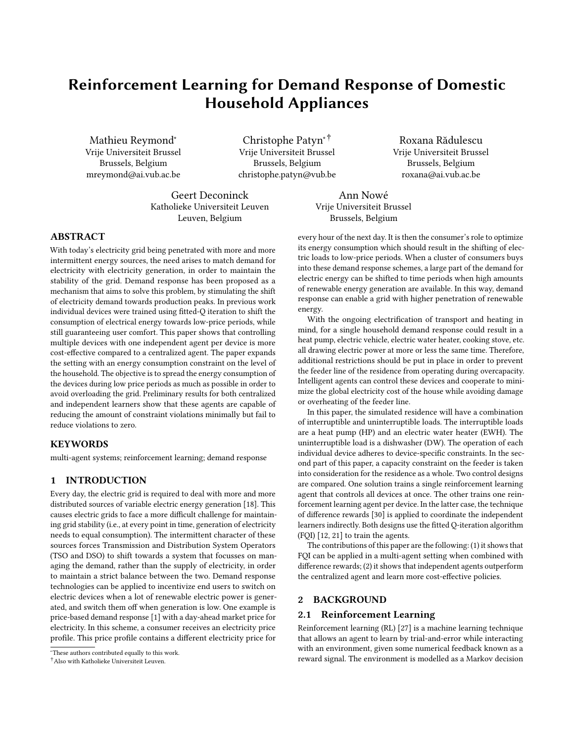# Reinforcement Learning for Demand Response of Domestic Household Appliances

Mathieu Reymond*
Vrije Universiteit Brussel
Brussels, Belgium
mreymond@ai.vub.ac.be

Christophe Patyn*†
Vrije Universiteit Brussel
Brussels, Belgium
christophe.patyn@vub.be

Roxana Rădulescu
Vrije Universiteit Brussel
Brussels, Belgium
roxana@ai.vub.ac.be

Geert Deconinck
Katholieke Universiteit Leuven
Leuven, Belgium

Ann Nowé
Vrije Universiteit Brussel
Brussels, Belgium

## ABSTRACT

With today's electricity grid being penetrated with more and more intermittent energy sources, the need arises to match demand for electricity with electricity generation, in order to maintain the stability of the grid. Demand response has been proposed as a mechanism that aims to solve this problem, by stimulating the shift of electricity demand towards production peaks. In previous work individual devices were trained using fitted-Q iteration to shift the consumption of electrical energy towards low-price periods, while still guaranteeing user comfort. This paper shows that controlling multiple devices with one independent agent per device is more cost-effective compared to a centralized agent. The paper expands the setting with an energy consumption constraint on the level of the household. The objective is to spread the energy consumption of the devices during low price periods as much as possible in order to avoid overloading the grid. Preliminary results for both centralized and independent learners show that these agents are capable of reducing the amount of constraint violations minimally but fail to reduce violations to zero.

## KEYWORDS

multi-agent systems; reinforcement learning; demand response

## 1 INTRODUCTION

Every day, the electric grid is required to deal with more and more distributed sources of variable electric energy generation [18]. This causes electric grids to face a more difficult challenge for maintaining grid stability (i.e., at every point in time, generation of electricity needs to equal consumption). The intermittent character of these sources forces Transmission and Distribution System Operators (TSO and DSO) to shift towards a system that focusses on managing the demand, rather than the supply of electricity, in order to maintain a strict balance between the two. Demand response technologies can be applied to incentivize end users to switch on electric devices when a lot of renewable electric power is generated, and switch them off when generation is low. One example is price-based demand response [1] with a day-ahead market price for electricity. In this scheme, a consumer receives an electricity price profile. This price profile contains a different electricity price for every hour of the next day. It is then the consumer's role to optimize its energy consumption which should result in the shifting of electric loads to low-price periods. When a cluster of consumers buys into these demand response schemes, a large part of the demand for electric energy can be shifted to time periods when high amounts of renewable energy generation are available. In this way, demand response can enable a grid with higher penetration of renewable energy.

With the ongoing electrification of transport and heating in mind, for a single household demand response could result in a heat pump, electric vehicle, electric water heater, cooking stove, etc. all drawing electric power at more or less the same time. Therefore, additional restrictions should be put in place in order to prevent the feeder line of the residence from operating during overcapacity. Intelligent agents can control these devices and cooperate to minimize the global electricity cost of the house while avoiding damage or overheating of the feeder line.

In this paper, the simulated residence will have a combination of interruptible and uninterruptible loads. The interruptible loads are a heat pump (HP) and an electric water heater (EWH). The uninterruptible load is a dishwasher (DW). The operation of each individual device adheres to device-specific constraints. In the second part of this paper, a capacity constraint on the feeder is taken into consideration for the residence as a whole. Two control designs are compared. One solution trains a single reinforcement learning agent that controls all devices at once. The other trains one reinforcement learning agent per device. In the latter case, the technique of difference rewards [30] is applied to coordinate the independent learners indirectly. Both designs use the fitted Q-iteration algorithm (FQI) [12, 21] to train the agents.

The contributions of this paper are the following: (1) it shows that FQI can be applied in a multi-agent setting when combined with difference rewards; (2) it shows that independent agents outperform the centralized agent and learn more cost-effective policies.

## 2 BACKGROUND

### 2.1 Reinforcement Learning

Reinforcement learning (RL) [27] is a machine learning technique that allows an agent to learn by trial-and-error while interacting with an environment, given some numerical feedback known as a reward signal. The environment is modelled as a Markov decision

*These authors contributed equally to this work.
†Also with Katholieke Universiteit Leuven.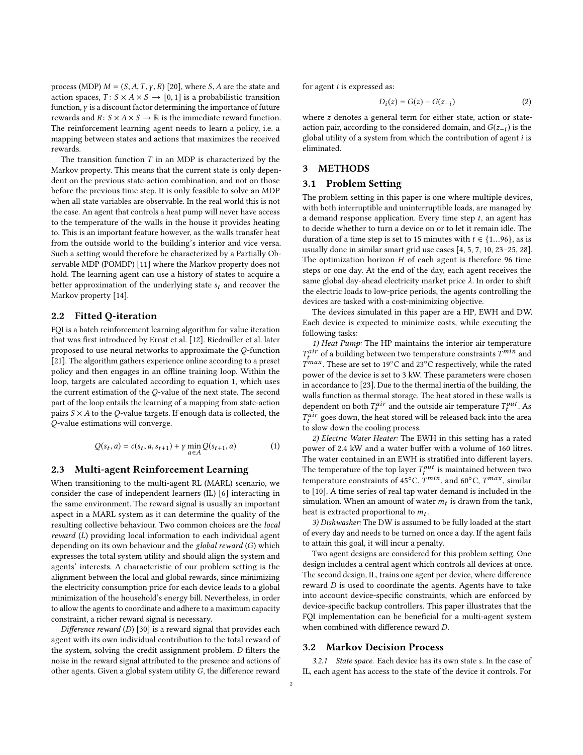process (MDP) $M = (S, A, T, \gamma, R)$ [20], where $S, A$ are the state and action spaces, $T: S \times A \times S \rightarrow [0, 1]$ is a probabilistic transition function, $\gamma$ is a discount factor determining the importance of future rewards and $R: S \times A \times S \rightarrow \mathbb{R}$ is the immediate reward function. The reinforcement learning agent needs to learn a policy, i.e. a mapping between states and actions that maximizes the received rewards.

The transition function $T$ in an MDP is characterized by the Markov property. This means that the current state is only dependent on the previous state-action combination, and not on those before the previous time step. It is only feasible to solve an MDP when all state variables are observable. In the real world this is not the case. An agent that controls a heat pump will never have access to the temperature of the walls in the house it provides heating to. This is an important feature however, as the walls transfer heat from the outside world to the building's interior and vice versa. Such a setting would therefore be characterized by a Partially Observable MDP (POMDP) [11] where the Markov property does not hold. The learning agent can use a history of states to acquire a better approximation of the underlying state $s_t$ and recover the Markov property [14].

## 2.2 Fitted Q-iteration

FQI is a batch reinforcement learning algorithm for value iteration that was first introduced by Ernst et al. [12]. Riedmiller et al. later proposed to use neural networks to approximate the $Q$-function [21]. The algorithm gathers experience online according to a preset policy and then engages in an offline training loop. Within the loop, targets are calculated according to equation 1, which uses the current estimation of the $Q$-value of the next state. The second part of the loop entails the learning of a mapping from state-action pairs $S \times A$ to the $Q$-value targets. If enough data is collected, the $Q$-value estimations will converge.

$$Q(s_t, a) = c(s_t, a, s_{t+1}) + \gamma \min_{a \in A} Q(s_{t+1}, a) \tag{1}$$

## 2.3 Multi-agent Reinforcement Learning

When transitioning to the multi-agent RL (MARL) scenario, we consider the case of independent learners (IL) [6] interacting in the same environment. The reward signal is usually an important aspect in a MARL system as it can determine the quality of the resulting collective behaviour. Two common choices are the *local reward* ($L$) providing local information to each individual agent depending on its own behaviour and the *global reward* ($G$) which expresses the total system utility and should align the system and agents' interests. A characteristic of our problem setting is the alignment between the local and global rewards, since minimizing the electricity consumption price for each device leads to a global minimization of the household's energy bill. Nevertheless, in order to allow the agents to coordinate and adhere to a maximum capacity constraint, a richer reward signal is necessary.

*Difference reward* ($D$) [30] is a reward signal that provides each agent with its own individual contribution to the total reward of the system, solving the credit assignment problem. $D$ filters the noise in the reward signal attributed to the presence and actions of other agents. Given a global system utility $G$, the difference reward for agent $i$ is expressed as:

$$D_i(z) = G(z) - G(z_{-i}) \tag{2}$$

where $z$ denotes a general term for either state, action or state-action pair, according to the considered domain, and $G(z_{-i})$ is the global utility of a system from which the contribution of agent $i$ is eliminated.

# 3 METHODS

## 3.1 Problem Setting

The problem setting in this paper is one where multiple devices, with both interruptible and uninterruptible loads, are managed by a demand response application. Every time step $t$, an agent has to decide whether to turn a device on or to let it remain idle. The duration of a time step is set to 15 minutes with $t \in \{1...96\}$, as is usually done in similar smart grid use cases [4, 5, 7, 10, 23–25, 28]. The optimization horizon $H$ of each agent is therefore 96 time steps or one day. At the end of the day, each agent receives the same global day-ahead electricity market price $\lambda$. In order to shift the electric loads to low-price periods, the agents controlling the devices are tasked with a cost-minimizing objective.

The devices simulated in this paper are a HP, EWH and DW. Each device is expected to minimize costs, while executing the following tasks:

*1) Heat Pump:* The HP maintains the interior air temperature $T_t^{air}$ of a building between two temperature constraints $T^{min}$ and $T^{max}$. These are set to 19°C and 23°C respectively, while the rated power of the device is set to 3 kW. These parameters were chosen in accordance to [23]. Due to the thermal inertia of the building, the walls function as thermal storage. The heat stored in these walls is dependent on both $T_t^{air}$ and the outside air temperature $T_t^{out}$. As $T_t^{air}$ goes down, the heat stored will be released back into the area to slow down the cooling process.

*2) Electric Water Heater:* The EWH in this setting has a rated power of 2.4 kW and a water buffer with a volume of 160 litres. The water contained in an EWH is stratified into different layers. The temperature of the top layer $T_t^{out}$ is maintained between two temperature constraints of 45°C, $T^{min}$, and 60°C, $T^{max}$, similar to [10]. A time series of real tap water demand is included in the simulation. When an amount of water $m_t$ is drawn from the tank, heat is extracted proportional to $m_t$.

*3) Dishwasher:* The DW is assumed to be fully loaded at the start of every day and needs to be turned on once a day. If the agent fails to attain this goal, it will incur a penalty.

Two agent designs are considered for this problem setting. One design includes a central agent which controls all devices at once. The second design, IL, trains one agent per device, where difference reward $D$ is used to coordinate the agents. Agents have to take into account device-specific constraints, which are enforced by device-specific backup controllers. This paper illustrates that the FQI implementation can be beneficial for a multi-agent system when combined with difference reward $D$.

## 3.2 Markov Decision Process

*3.2.1 State space.* Each device has its own state $s$. In the case of IL, each agent has access to the state of the device it controls. For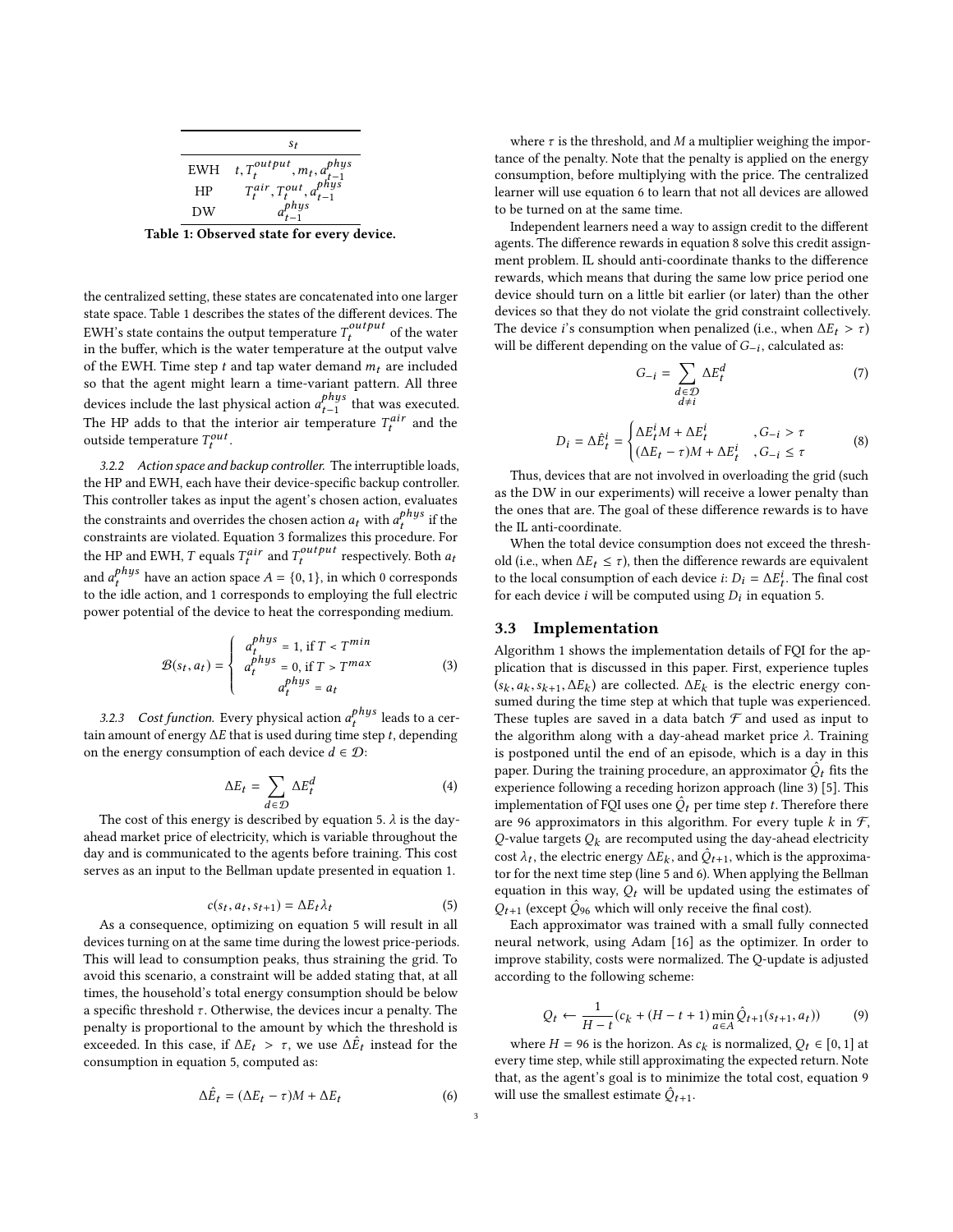|  | $s_t$ |
|---|---|
| EWH | $t, T_t^{output}, m_t, a_{t-1}^{phys}$ |
| HP | $T_t^{air}, T_t^{out}, a_{t-1}^{phys}$ |
| DW | $a_{t-1}^{phys}$ |

**Table 1: Observed state for every device.**

the centralized setting, these states are concatenated into one larger state space. Table 1 describes the states of the different devices. The EWH's state contains the output temperature $T_t^{output}$ of the water in the buffer, which is the water temperature at the output valve of the EWH. Time step $t$ and tap water demand $m_t$ are included so that the agent might learn a time-variant pattern. All three devices include the last physical action $a_{t-1}^{phys}$ that was executed. The HP adds to that the interior air temperature $T_t^{air}$ and the outside temperature $T_t^{out}$.

*3.2.2 Action space and backup controller.* The interruptible loads, the HP and EWH, each have their device-specific backup controller. This controller takes as input the agent's chosen action, evaluates the constraints and overrides the chosen action $a_t$ with $a_t^{phys}$ if the constraints are violated. Equation 3 formalizes this procedure. For the HP and EWH, $T$ equals $T_t^{air}$ and $T_t^{output}$ respectively. Both $a_t$ and $a_t^{phys}$ have an action space $A = \{0, 1\}$, in which 0 corresponds to the idle action, and 1 corresponds to employing the full electric power potential of the device to heat the corresponding medium.

$$\mathcal{B}(s_t, a_t) = \begin{cases} a_t^{phys} = 1, \text{ if } T < T^{min} \\ a_t^{phys} = 0, \text{ if } T > T^{max} \\ a_t^{phys} = a_t \end{cases} \tag{3}$$

*3.2.3 Cost function.* Every physical action $a_t^{phys}$ leads to a certain amount of energy $\Delta E$ that is used during time step $t$, depending on the energy consumption of each device $d \in \mathcal{D}$:

$$\Delta E_t = \sum_{d \in \mathcal{D}} \Delta E_t^d \tag{4}$$

The cost of this energy is described by equation 5. $\lambda$ is the day-ahead market price of electricity, which is variable throughout the day and is communicated to the agents before training. This cost serves as an input to the Bellman update presented in equation 1.

$$c(s_t, a_t, s_{t+1}) = \Delta E_t \lambda_t \tag{5}$$

As a consequence, optimizing on equation 5 will result in all devices turning on at the same time during the lowest price-periods. This will lead to consumption peaks, thus straining the grid. To avoid this scenario, a constraint will be added stating that, at all times, the household's total energy consumption should be below a specific threshold $\tau$. Otherwise, the devices incur a penalty. The penalty is proportional to the amount by which the threshold is exceeded. In this case, if $\Delta E_t > \tau$, we use $\Delta \hat{E}_t$ instead for the consumption in equation 5, computed as:

$$\Delta \hat{E}_t = (\Delta E_t - \tau)M + \Delta E_t \tag{6}$$

where $\tau$ is the threshold, and $M$ a multiplier weighing the importance of the penalty. Note that the penalty is applied on the energy consumption, before multiplying with the price. The centralized learner will use equation 6 to learn that not all devices are allowed to be turned on at the same time.

Independent learners need a way to assign credit to the different agents. The difference rewards in equation 8 solve this credit assignment problem. IL should anti-coordinate thanks to the difference rewards, which means that during the same low price period one device should turn on a little bit earlier (or later) than the other devices so that they do not violate the grid constraint collectively. The device $i$'s consumption when penalized (i.e., when $\Delta E_t > \tau$) will be different depending on the value of $G_{-i}$, calculated as:

$$G_{-i} = \sum_{\substack{d \in \mathcal{D} \\ d \neq i}} \Delta E_t^d \tag{7}$$

$$D_i = \Delta \hat{E}_t^i = \begin{cases} \Delta E_t^i M + \Delta E_t^i & , G_{-i} > \tau \\ (\Delta E_t - \tau)M + \Delta E_t^i & , G_{-i} \leq \tau \end{cases} \tag{8}$$

Thus, devices that are not involved in overloading the grid (such as the DW in our experiments) will receive a lower penalty than the ones that are. The goal of these difference rewards is to have the IL anti-coordinate.

When the total device consumption does not exceed the threshold (i.e., when $\Delta E_t \leq \tau$), then the difference rewards are equivalent to the local consumption of each device $i$: $D_i = \Delta E_t^i$. The final cost for each device $i$ will be computed using $D_i$ in equation 5.

## 3.3 Implementation

Algorithm 1 shows the implementation details of FQI for the application that is discussed in this paper. First, experience tuples $(s_k, a_k, s_{k+1}, \Delta E_k)$ are collected. $\Delta E_k$ is the electric energy consumed during the time step at which that tuple was experienced. These tuples are saved in a data batch $\mathcal{F}$ and used as input to the algorithm along with a day-ahead market price $\lambda$. Training is postponed until the end of an episode, which is a day in this paper. During the training procedure, an approximator $\hat{Q}_t$ fits the experience following a receding horizon approach (line 3) [5]. This implementation of FQI uses one $\hat{Q}_t$ per time step $t$. Therefore there are 96 approximators in this algorithm. For every tuple $k$ in $\mathcal{F}$, $Q$-value targets $Q_k$ are recomputed using the day-ahead electricity cost $\lambda_t$, the electric energy $\Delta E_k$, and $\hat{Q}_{t+1}$, which is the approximator for the next time step (line 5 and 6). When applying the Bellman equation in this way, $Q_t$ will be updated using the estimates of $Q_{t+1}$ (except $\hat{Q}_{96}$ which will only receive the final cost).

Each approximator was trained with a small fully connected neural network, using Adam [16] as the optimizer. In order to improve stability, costs were normalized. The Q-update is adjusted according to the following scheme:

$$Q_t \leftarrow \frac{1}{H - t}(c_k + (H - t + 1) \min_{a \in A} \hat{Q}_{t+1}(s_{t+1}, a_t)) \tag{9}$$

where $H = 96$ is the horizon. As $c_k$ is normalized, $Q_t \in [0, 1]$ at every time step, while still approximating the expected return. Note that, as the agent's goal is to minimize the total cost, equation 9 will use the smallest estimate $\hat{Q}_{t+1}$.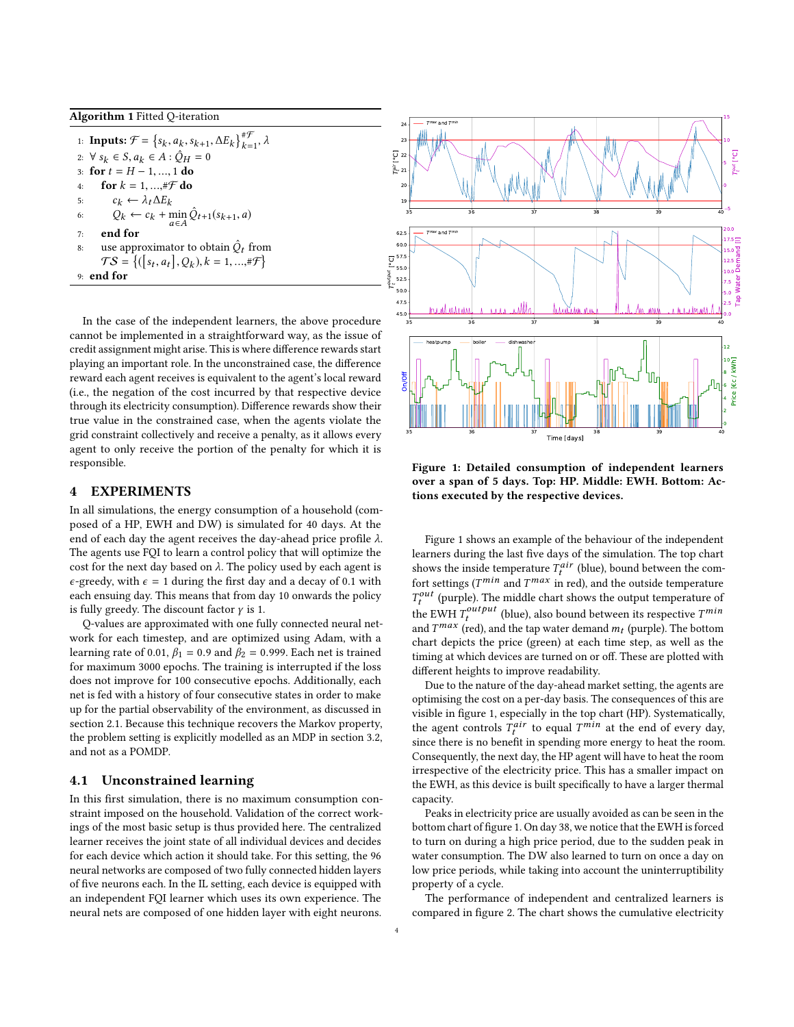**Algorithm 1** Fitted Q-iteration

1: **Inputs:** $\mathcal{F} = \{s_k, a_k, s_{k+1}, \Delta E_k\}_{k=1}^{\#\mathcal{F}}, \lambda$
2: $\forall\ s_k \in S, a_k \in A : \hat{Q}_H = 0$
3: **for** $t = H-1, \ldots, 1$ **do**
4: **for** $k = 1, \ldots, \#\mathcal{F}$ **do**
5: $c_k \leftarrow \lambda_t \Delta E_k$
6: $Q_k \leftarrow c_k + \min_{a \in A} \hat{Q}_{t+1}(s_{k+1}, a)$
7: **end for**
8: use approximator to obtain $\hat{Q}_t$ from $\mathcal{TS} = \{([s_t, a_t], Q_k), k = 1, \ldots, \#\mathcal{F}\}$
9: **end for**

In the case of the independent learners, the above procedure cannot be implemented in a straightforward way, as the issue of credit assignment might arise. This is where difference rewards start playing an important role. In the unconstrained case, the difference reward each agent receives is equivalent to the agent's local reward (i.e., the negation of the cost incurred by that respective device through its electricity consumption). Difference rewards show their true value in the constrained case, when the agents violate the grid constraint collectively and receive a penalty, as it allows every agent to only receive the portion of the penalty for which it is responsible.

## 4 EXPERIMENTS

In all simulations, the energy consumption of a household (composed of a HP, EWH and DW) is simulated for 40 days. At the end of each day the agent receives the day-ahead price profile $\lambda$. The agents use FQI to learn a control policy that will optimize the cost for the next day based on $\lambda$. The policy used by each agent is $\epsilon$-greedy, with $\epsilon = 1$ during the first day and a decay of 0.1 with each ensuing day. This means that from day 10 onwards the policy is fully greedy. The discount factor $\gamma$ is 1.

Q-values are approximated with one fully connected neural network for each timestep, and are optimized using Adam, with a learning rate of 0.01, $\beta_1 = 0.9$ and $\beta_2 = 0.999$. Each net is trained for maximum 3000 epochs. The training is interrupted if the loss does not improve for 100 consecutive epochs. Additionally, each net is fed with a history of four consecutive states in order to make up for the partial observability of the environment, as discussed in section 2.1. Because this technique recovers the Markov property, the problem setting is explicitly modelled as an MDP in section 3.2, and not as a POMDP.

### 4.1 Unconstrained learning

In this first simulation, there is no maximum consumption constraint imposed on the household. Validation of the correct workings of the most basic setup is thus provided here. The centralized learner receives the joint state of all individual devices and decides for each device which action it should take. For this setting, the 96 neural networks are composed of two fully connected hidden layers of five neurons each. In the IL setting, each device is equipped with an independent FQI learner which uses its own experience. The neural nets are composed of one hidden layer with eight neurons.

**Figure 1: Detailed consumption of independent learners over a span of 5 days. Top: HP. Middle: EWH. Bottom: Actions executed by the respective devices.**

Figure 1 shows an example of the behaviour of the independent learners during the last five days of the simulation. The top chart shows the inside temperature $T_t^{air}$ (blue), bound between the comfort settings ($T^{min}$ and $T^{max}$ in red), and the outside temperature $T_t^{out}$ (purple). The middle chart shows the output temperature of the EWH $T_t^{output}$ (blue), also bound between its respective $T^{min}$ and $T^{max}$ (red), and the tap water demand $m_t$ (purple). The bottom chart depicts the price (green) at each time step, as well as the timing at which devices are turned on or off. These are plotted with different heights to improve readability.

Due to the nature of the day-ahead market setting, the agents are optimising the cost on a per-day basis. The consequences of this are visible in figure 1, especially in the top chart (HP). Systematically, the agent controls $T_t^{air}$ to equal $T^{min}$ at the end of every day, since there is no benefit in spending more energy to heat the room. Consequently, the next day, the HP agent will have to heat the room irrespective of the electricity price. This has a smaller impact on the EWH, as this device is built specifically to have a larger thermal capacity.

Peaks in electricity price are usually avoided as can be seen in the bottom chart of figure 1. On day 38, we notice that the EWH is forced to turn on during a high price period, due to the sudden peak in water consumption. The DW also learned to turn on once a day on low price periods, while taking into account the uninterruptibility property of a cycle.

The performance of independent and centralized learners is compared in figure 2. The chart shows the cumulative electricity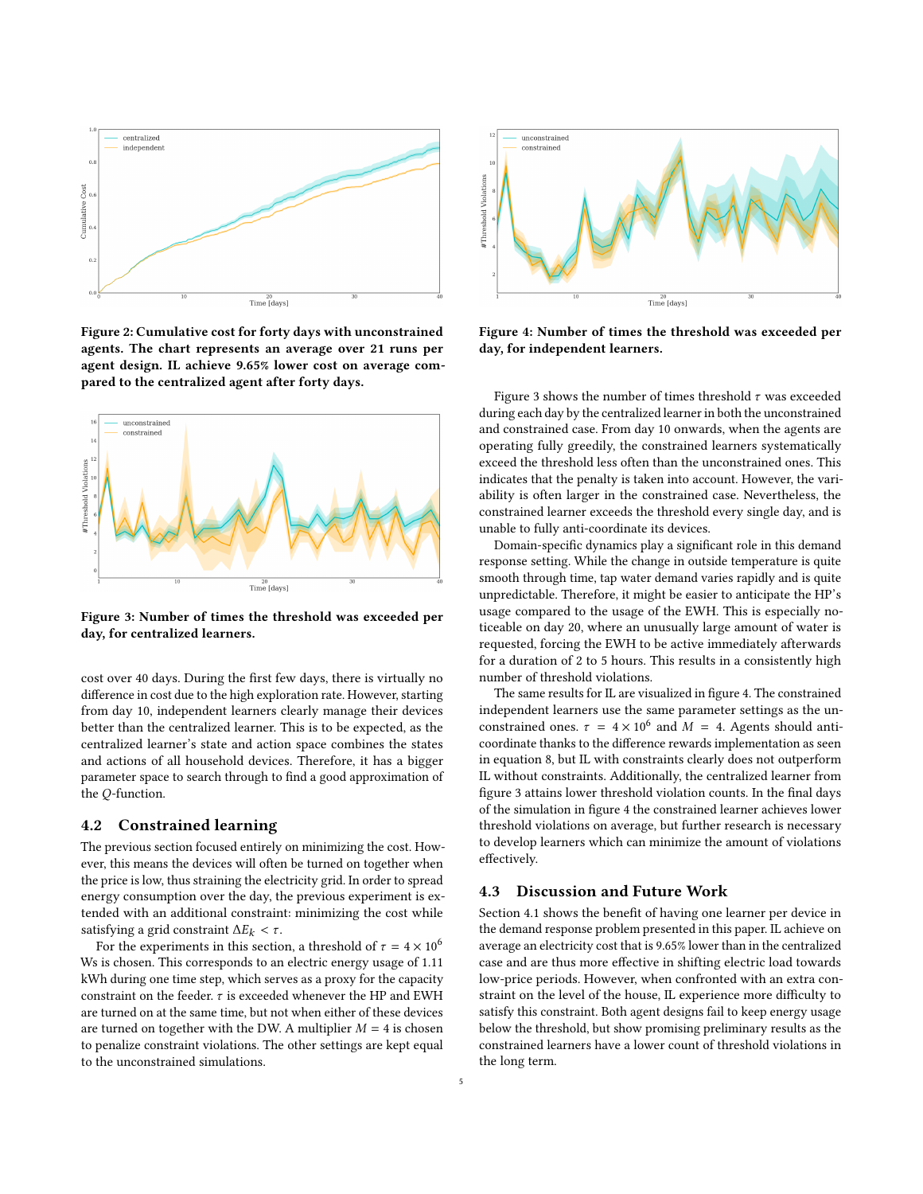Figure 2: Cumulative cost for forty days with unconstrained agents. The chart represents an average over 21 runs per agent design. IL achieve 9.65% lower cost on average compared to the centralized agent after forty days.

Figure 3: Number of times the threshold was exceeded per day, for centralized learners.

cost over 40 days. During the first few days, there is virtually no difference in cost due to the high exploration rate. However, starting from day 10, independent learners clearly manage their devices better than the centralized learner. This is to be expected, as the centralized learner's state and action space combines the states and actions of all household devices. Therefore, it has a bigger parameter space to search through to find a good approximation of the $Q$-function.

## 4.2 Constrained learning

The previous section focused entirely on minimizing the cost. However, this means the devices will often be turned on together when the price is low, thus straining the electricity grid. In order to spread energy consumption over the day, the previous experiment is extended with an additional constraint: minimizing the cost while satisfying a grid constraint $\Delta E_k < \tau$.

For the experiments in this section, a threshold of $\tau = 4 \times 10^6$ Ws is chosen. This corresponds to an electric energy usage of 1.11 kWh during one time step, which serves as a proxy for the capacity constraint on the feeder. $\tau$ is exceeded whenever the HP and EWH are turned on at the same time, but not when either of these devices are turned on together with the DW. A multiplier $M = 4$ is chosen to penalize constraint violations. The other settings are kept equal to the unconstrained simulations.

Figure 4: Number of times the threshold was exceeded per day, for independent learners.

Figure 3 shows the number of times threshold $\tau$ was exceeded during each day by the centralized learner in both the unconstrained and constrained case. From day 10 onwards, when the agents are operating fully greedily, the constrained learners systematically exceed the threshold less often than the unconstrained ones. This indicates that the penalty is taken into account. However, the variability is often larger in the constrained case. Nevertheless, the constrained learner exceeds the threshold every single day, and is unable to fully anti-coordinate its devices.

Domain-specific dynamics play a significant role in this demand response setting. While the change in outside temperature is quite smooth through time, tap water demand varies rapidly and is quite unpredictable. Therefore, it might be easier to anticipate the HP's usage compared to the usage of the EWH. This is especially noticeable on day 20, where an unusually large amount of water is requested, forcing the EWH to be active immediately afterwards for a duration of 2 to 5 hours. This results in a consistently high number of threshold violations.

The same results for IL are visualized in figure 4. The constrained independent learners use the same parameter settings as the unconstrained ones. $\tau = 4 \times 10^6$ and $M = 4$. Agents should anti-coordinate thanks to the difference rewards implementation as seen in equation 8, but IL with constraints clearly does not outperform IL without constraints. Additionally, the centralized learner from figure 3 attains lower threshold violation counts. In the final days of the simulation in figure 4 the constrained learner achieves lower threshold violations on average, but further research is necessary to develop learners which can minimize the amount of violations effectively.

## 4.3 Discussion and Future Work

Section 4.1 shows the benefit of having one learner per device in the demand response problem presented in this paper. IL achieve on average an electricity cost that is 9.65% lower than in the centralized case and are thus more effective in shifting electric load towards low-price periods. However, when confronted with an extra constraint on the level of the house, IL experience more difficulty to satisfy this constraint. Both agent designs fail to keep energy usage below the threshold, but show promising preliminary results as the constrained learners have a lower count of threshold violations in the long term.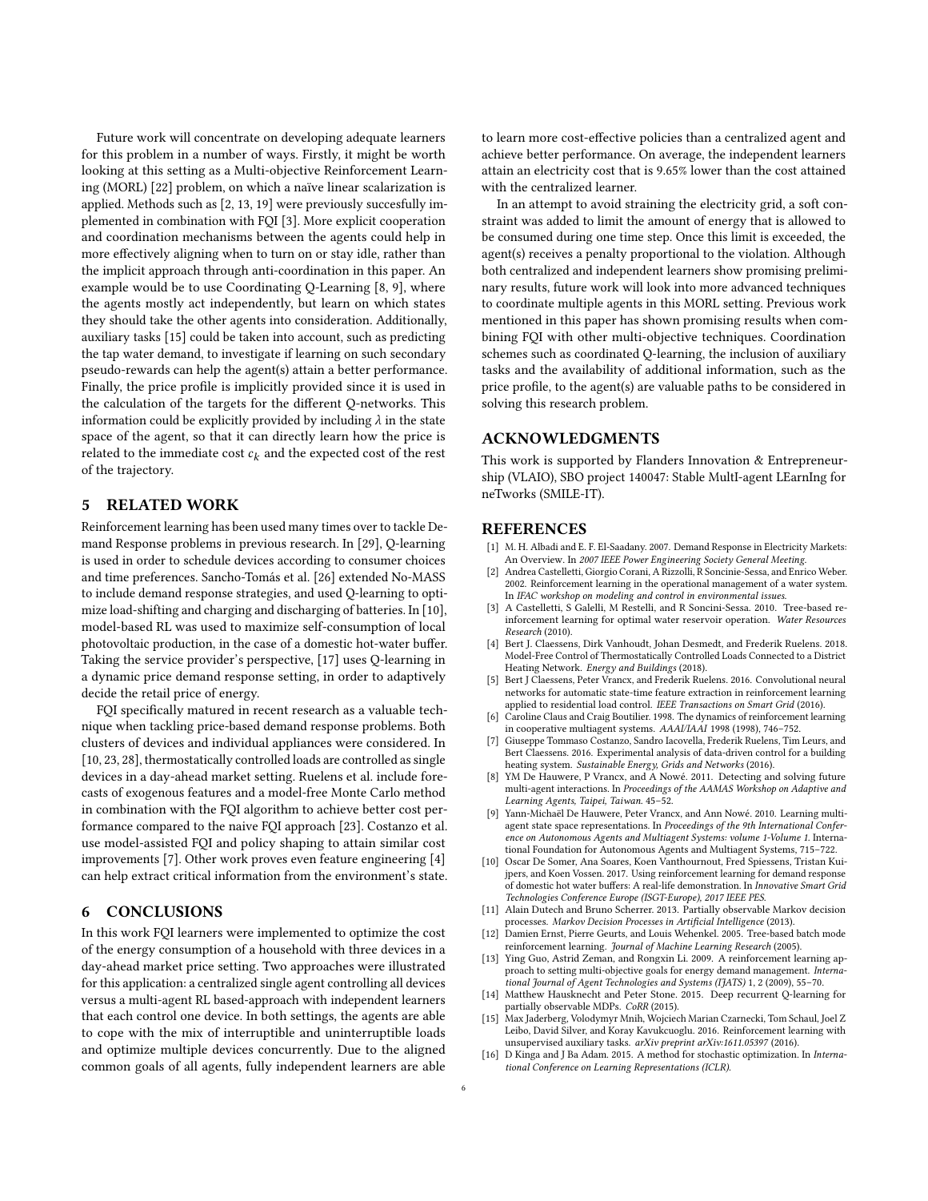Future work will concentrate on developing adequate learners for this problem in a number of ways. Firstly, it might be worth looking at this setting as a Multi-objective Reinforcement Learning (MORL) [22] problem, on which a naïve linear scalarization is applied. Methods such as [2, 13, 19] were previously succesfully implemented in combination with FQI [3]. More explicit cooperation and coordination mechanisms between the agents could help in more effectively aligning when to turn on or stay idle, rather than the implicit approach through anti-coordination in this paper. An example would be to use Coordinating Q-Learning [8, 9], where the agents mostly act independently, but learn on which states they should take the other agents into consideration. Additionally, auxiliary tasks [15] could be taken into account, such as predicting the tap water demand, to investigate if learning on such secondary pseudo-rewards can help the agent(s) attain a better performance. Finally, the price profile is implicitly provided since it is used in the calculation of the targets for the different Q-networks. This information could be explicitly provided by including $\lambda$ in the state space of the agent, so that it can directly learn how the price is related to the immediate cost $c_k$ and the expected cost of the rest of the trajectory.

## 5 RELATED WORK

Reinforcement learning has been used many times over to tackle Demand Response problems in previous research. In [29], Q-learning is used in order to schedule devices according to consumer choices and time preferences. Sancho-Tomás et al. [26] extended No-MASS to include demand response strategies, and used Q-learning to optimize load-shifting and charging and discharging of batteries. In [10], model-based RL was used to maximize self-consumption of local photovoltaic production, in the case of a domestic hot-water buffer. Taking the service provider's perspective, [17] uses Q-learning in a dynamic price demand response setting, in order to adaptively decide the retail price of energy.

FQI specifically matured in recent research as a valuable technique when tackling price-based demand response problems. Both clusters of devices and individual appliances were considered. In [10, 23, 28], thermostatically controlled loads are controlled as single devices in a day-ahead market setting. Ruelens et al. include forecasts of exogenous features and a model-free Monte Carlo method in combination with the FQI algorithm to achieve better cost performance compared to the naive FQI approach [23]. Costanzo et al. use model-assisted FQI and policy shaping to attain similar cost improvements [7]. Other work proves even feature engineering [4] can help extract critical information from the environment's state.

## 6 CONCLUSIONS

In this work FQI learners were implemented to optimize the cost of the energy consumption of a household with three devices in a day-ahead market price setting. Two approaches were illustrated for this application: a centralized single agent controlling all devices versus a multi-agent RL based-approach with independent learners that each control one device. In both settings, the agents are able to cope with the mix of interruptible and uninterruptible loads and optimize multiple devices concurrently. Due to the aligned common goals of all agents, fully independent learners are able to learn more cost-effective policies than a centralized agent and achieve better performance. On average, the independent learners attain an electricity cost that is 9.65% lower than the cost attained with the centralized learner.

In an attempt to avoid straining the electricity grid, a soft constraint was added to limit the amount of energy that is allowed to be consumed during one time step. Once this limit is exceeded, the agent(s) receives a penalty proportional to the violation. Although both centralized and independent learners show promising preliminary results, future work will look into more advanced techniques to coordinate multiple agents in this MORL setting. Previous work mentioned in this paper has shown promising results when combining FQI with other multi-objective techniques. Coordination schemes such as coordinated Q-learning, the inclusion of auxiliary tasks and the availability of additional information, such as the price profile, to the agent(s) are valuable paths to be considered in solving this research problem.

## ACKNOWLEDGMENTS

This work is supported by Flanders Innovation & Entrepreneurship (VLAIO), SBO project 140047: Stable MultI-agent LEarnIng for neTworks (SMILE-IT).

## REFERENCES

[1] M. H. Albadi and E. F. El-Saadany. 2007. Demand Response in Electricity Markets: An Overview. In *2007 IEEE Power Engineering Society General Meeting.*

[2] Andrea Castelletti, Giorgio Corani, A Rizzolli, R Soncinie-Sessa, and Enrico Weber. 2002. Reinforcement learning in the operational management of a water system. In *IFAC workshop on modeling and control in environmental issues.*

[3] A Castelletti, S Galelli, M Restelli, and R Soncini-Sessa. 2010. Tree-based reinforcement learning for optimal water reservoir operation. *Water Resources Research* (2010).

[4] Bert J. Claessens, Dirk Vanhoudt, Johan Desmedt, and Frederik Ruelens. 2018. Model-Free Control of Thermostatically Controlled Loads Connected to a District Heating Network. *Energy and Buildings* (2018).

[5] Bert J Claessens, Peter Vrancx, and Frederik Ruelens. 2016. Convolutional neural networks for automatic state-time feature extraction in reinforcement learning applied to residential load control. *IEEE Transactions on Smart Grid* (2016).

[6] Caroline Claus and Craig Boutilier. 1998. The dynamics of reinforcement learning in cooperative multiagent systems. *AAAI/IAAI* 1998 (1998), 746–752.

[7] Giuseppe Tommaso Costanzo, Sandro Iacovella, Frederik Ruelens, Tim Leurs, and Bert Claessens. 2016. Experimental analysis of data-driven control for a building heating system. *Sustainable Energy, Grids and Networks* (2016).

[8] YM De Hauwere, P Vrancx, and A Nowé. 2011. Detecting and solving future multi-agent interactions. In *Proceedings of the AAMAS Workshop on Adaptive and Learning Agents, Taipei, Taiwan.* 45–52.

[9] Yann-Michaël De Hauwere, Peter Vrancx, and Ann Nowé. 2010. Learning multi-agent state space representations. In *Proceedings of the 9th International Conference on Autonomous Agents and Multiagent Systems: volume 1-Volume 1.* International Foundation for Autonomous Agents and Multiagent Systems, 715–722.

[10] Oscar De Somer, Ana Soares, Koen Vanthournout, Fred Spiessens, Tristan Kuijpers, and Koen Vossen. 2017. Using reinforcement learning for demand response of domestic hot water buffers: A real-life demonstration. In *Innovative Smart Grid Technologies Conference Europe (ISGT-Europe), 2017 IEEE PES.*

[11] Alain Dutech and Bruno Scherrer. 2013. Partially observable Markov decision processes. *Markov Decision Processes in Artificial Intelligence* (2013).

[12] Damien Ernst, Pierre Geurts, and Louis Wehenkel. 2005. Tree-based batch mode reinforcement learning. *Journal of Machine Learning Research* (2005).

[13] Ying Guo, Astrid Zeman, and Rongxin Li. 2009. A reinforcement learning approach to setting multi-objective goals for energy demand management. *International Journal of Agent Technologies and Systems (IJATS)* 1, 2 (2009), 55–70.

[14] Matthew Hausknecht and Peter Stone. 2015. Deep recurrent Q-learning for partially observable MDPs. *CoRR* (2015).

[15] Max Jaderberg, Volodymyr Mnih, Wojciech Marian Czarnecki, Tom Schaul, Joel Z Leibo, David Silver, and Koray Kavukcuoglu. 2016. Reinforcement learning with unsupervised auxiliary tasks. *arXiv preprint arXiv:1611.05397* (2016).

[16] D Kinga and J Ba Adam. 2015. A method for stochastic optimization. In *International Conference on Learning Representations (ICLR).*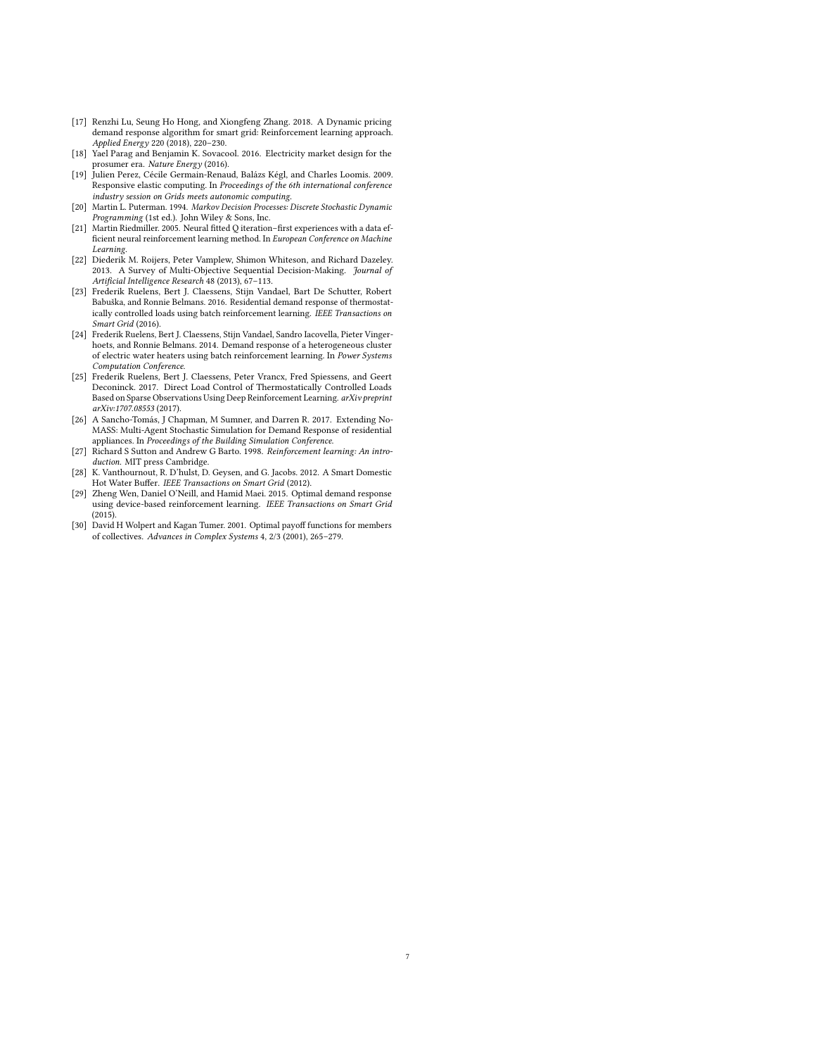[17] Renzhi Lu, Seung Ho Hong, and Xiongfeng Zhang. 2018. A Dynamic pricing demand response algorithm for smart grid: Reinforcement learning approach. *Applied Energy* 220 (2018), 220–230.

[18] Yael Parag and Benjamin K. Sovacool. 2016. Electricity market design for the prosumer era. *Nature Energy* (2016).

[19] Julien Perez, Cécile Germain-Renaud, Balázs Kégl, and Charles Loomis. 2009. Responsive elastic computing. In *Proceedings of the 6th international conference industry session on Grids meets autonomic computing*.

[20] Martin L. Puterman. 1994. *Markov Decision Processes: Discrete Stochastic Dynamic Programming* (1st ed.). John Wiley & Sons, Inc.

[21] Martin Riedmiller. 2005. Neural fitted Q iteration–first experiences with a data efficient neural reinforcement learning method. In *European Conference on Machine Learning*.

[22] Diederik M. Roijers, Peter Vamplew, Shimon Whiteson, and Richard Dazeley. 2013. A Survey of Multi-Objective Sequential Decision-Making. *Journal of Artificial Intelligence Research* 48 (2013), 67–113.

[23] Frederik Ruelens, Bert J. Claessens, Stijn Vandael, Bart De Schutter, Robert Babuška, and Ronnie Belmans. 2016. Residential demand response of thermostatically controlled loads using batch reinforcement learning. *IEEE Transactions on Smart Grid* (2016).

[24] Frederik Ruelens, Bert J. Claessens, Stijn Vandael, Sandro Iacovella, Pieter Vingerhoets, and Ronnie Belmans. 2014. Demand response of a heterogeneous cluster of electric water heaters using batch reinforcement learning. In *Power Systems Computation Conference*.

[25] Frederik Ruelens, Bert J. Claessens, Peter Vrancx, Fred Spiessens, and Geert Deconinck. 2017. Direct Load Control of Thermostatically Controlled Loads Based on Sparse Observations Using Deep Reinforcement Learning. *arXiv preprint arXiv:1707.08553* (2017).

[26] A Sancho-Tomás, J Chapman, M Sumner, and Darren R. 2017. Extending No-MASS: Multi-Agent Stochastic Simulation for Demand Response of residential appliances. In *Proceedings of the Building Simulation Conference*.

[27] Richard S Sutton and Andrew G Barto. 1998. *Reinforcement learning: An introduction*. MIT press Cambridge.

[28] K. Vanthournout, R. D'hulst, D. Geysen, and G. Jacobs. 2012. A Smart Domestic Hot Water Buffer. *IEEE Transactions on Smart Grid* (2012).

[29] Zheng Wen, Daniel O'Neill, and Hamid Maei. 2015. Optimal demand response using device-based reinforcement learning. *IEEE Transactions on Smart Grid* (2015).

[30] David H Wolpert and Kagan Tumer. 2001. Optimal payoff functions for members of collectives. *Advances in Complex Systems* 4, 2/3 (2001), 265–279.